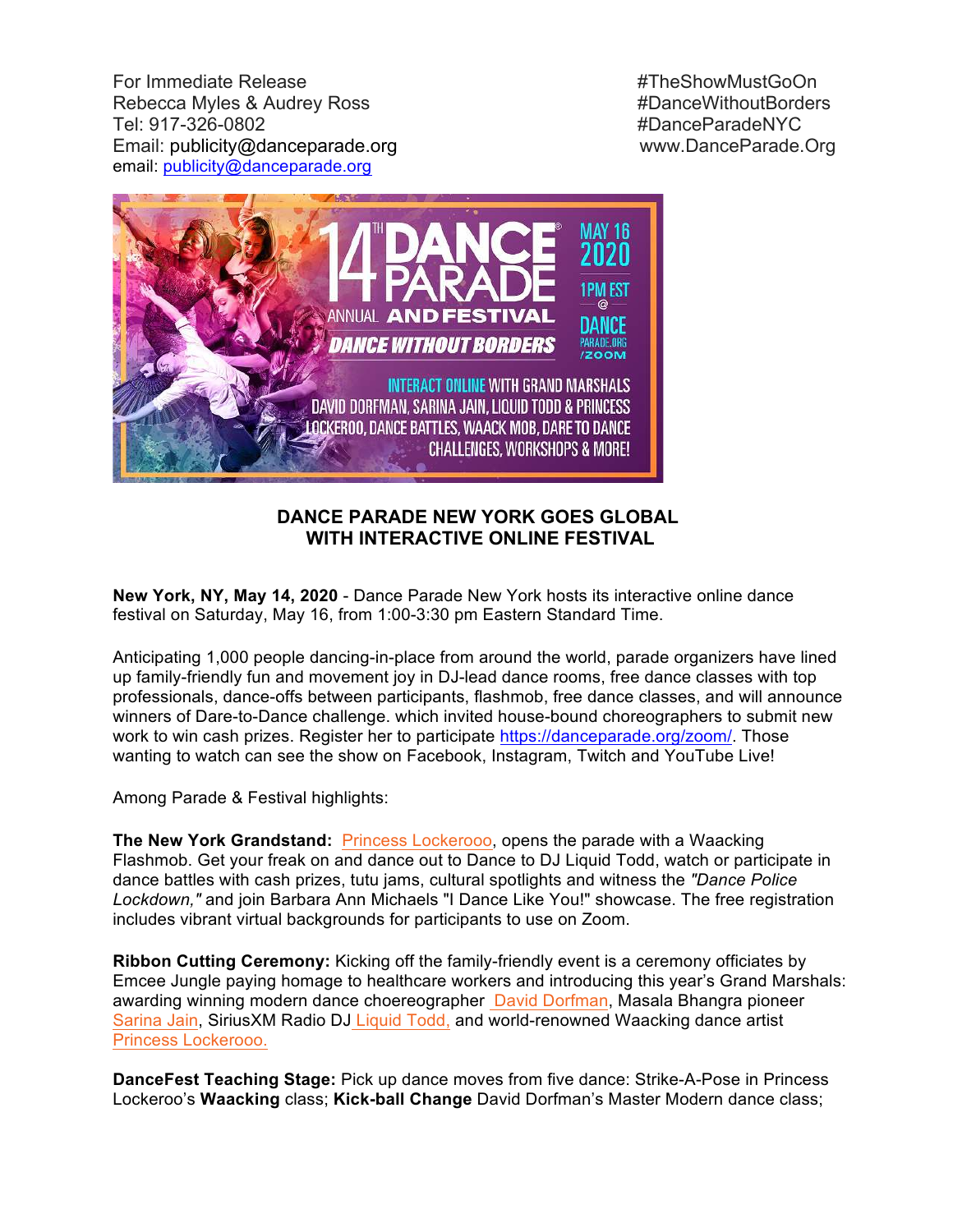For Immediate Release
Rebecca Myles & Audrey Ross
Tel: 917-326-0802
Email: publicity@danceparade.org
email: publicity@danceparade.org

#TheShowMustGoOn
#DanceWithoutBorders
#DanceParadeNYC
www.DanceParade.Org

## DANCE PARADE NEW YORK GOES GLOBAL WITH INTERACTIVE ONLINE FESTIVAL

**New York, NY, May 14, 2020** - Dance Parade New York hosts its interactive online dance festival on Saturday, May 16, from 1:00-3:30 pm Eastern Standard Time.

Anticipating 1,000 people dancing-in-place from around the world, parade organizers have lined up family-friendly fun and movement joy in DJ-lead dance rooms, free dance classes with top professionals, dance-offs between participants, flashmob, free dance classes, and will announce winners of Dare-to-Dance challenge. which invited house-bound choreographers to submit new work to win cash prizes. Register her to participate https://danceparade.org/zoom/. Those wanting to watch can see the show on Facebook, Instagram, Twitch and YouTube Live!

Among Parade & Festival highlights:

**The New York Grandstand:** Princess Lockerooo, opens the parade with a Waacking Flashmob. Get your freak on and dance out to Dance to DJ Liquid Todd, watch or participate in dance battles with cash prizes, tutu jams, cultural spotlights and witness the *"Dance Police Lockdown,"* and join Barbara Ann Michaels "I Dance Like You!" showcase. The free registration includes vibrant virtual backgrounds for participants to use on Zoom.

**Ribbon Cutting Ceremony:** Kicking off the family-friendly event is a ceremony officiates by Emcee Jungle paying homage to healthcare workers and introducing this year's Grand Marshals: awarding winning modern dance choereographer David Dorfman, Masala Bhangra pioneer Sarina Jain, SiriusXM Radio DJ Liquid Todd, and world-renowned Waacking dance artist Princess Lockerooo.

**DanceFest Teaching Stage:** Pick up dance moves from five dance: Strike-A-Pose in Princess Lockeroo's **Waacking** class; **Kick-ball Change** David Dorfman's Master Modern dance class;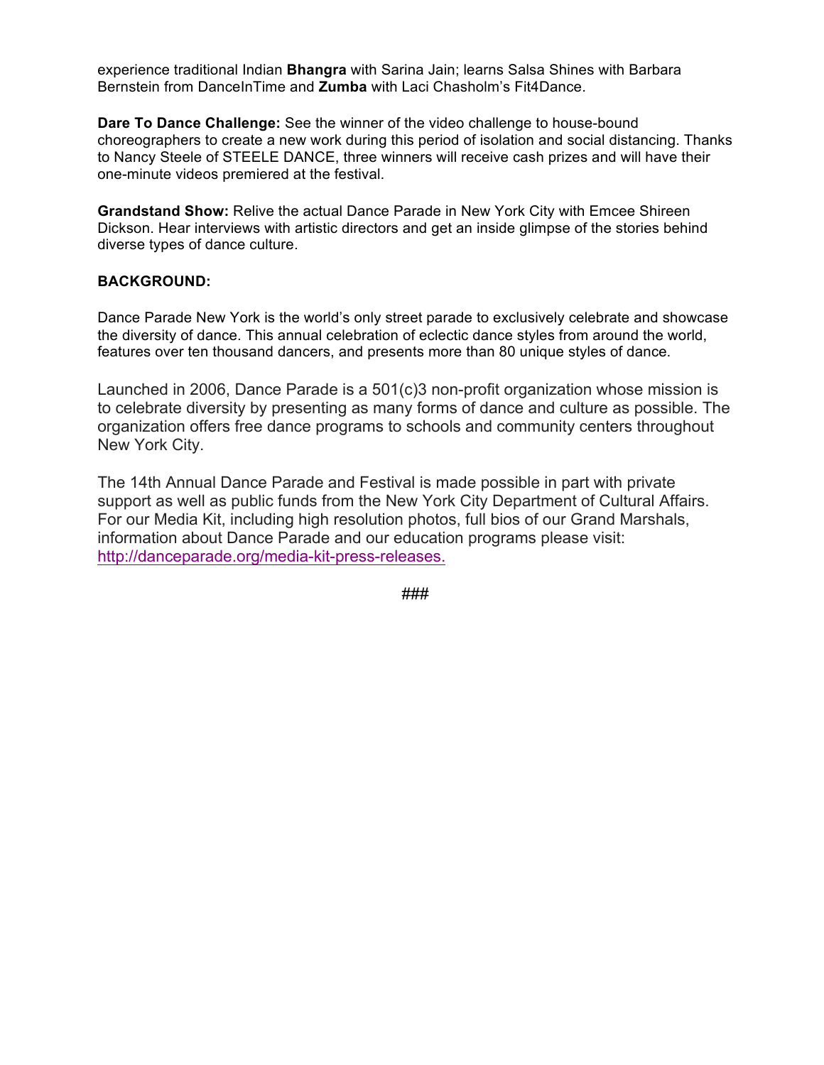experience traditional Indian **Bhangra** with Sarina Jain; learns Salsa Shines with Barbara Bernstein from DanceInTime and **Zumba** with Laci Chasholm's Fit4Dance.

**Dare To Dance Challenge:** See the winner of the video challenge to house-bound choreographers to create a new work during this period of isolation and social distancing. Thanks to Nancy Steele of STEELE DANCE, three winners will receive cash prizes and will have their one-minute videos premiered at the festival.

**Grandstand Show:** Relive the actual Dance Parade in New York City with Emcee Shireen Dickson. Hear interviews with artistic directors and get an inside glimpse of the stories behind diverse types of dance culture.

**BACKGROUND:**

Dance Parade New York is the world's only street parade to exclusively celebrate and showcase the diversity of dance. This annual celebration of eclectic dance styles from around the world, features over ten thousand dancers, and presents more than 80 unique styles of dance.

Launched in 2006, Dance Parade is a 501(c)3 non-profit organization whose mission is to celebrate diversity by presenting as many forms of dance and culture as possible. The organization offers free dance programs to schools and community centers throughout New York City.

The 14th Annual Dance Parade and Festival is made possible in part with private support as well as public funds from the New York City Department of Cultural Affairs. For our Media Kit, including high resolution photos, full bios of our Grand Marshals, information about Dance Parade and our education programs please visit: http://danceparade.org/media-kit-press-releases.

###